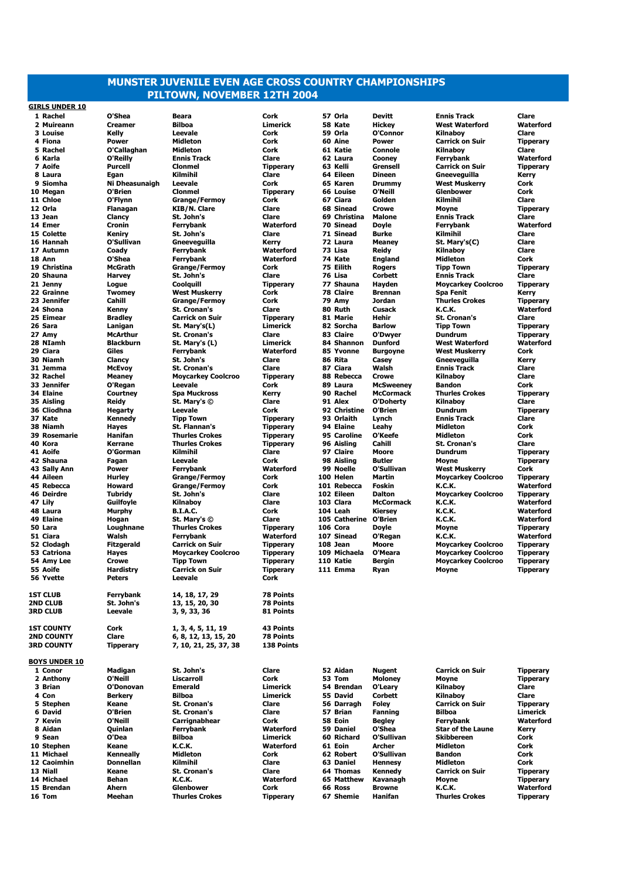# MUNSTER JUVENILE EVEN AGE CROSS COUNTRY CHAMPIONSHIPS
## PILTOWN, NOVEMBER 12TH 2004

**GIRLS UNDER 10**

| Pos | First Name | Surname | Club | County |
|---|---|---|---|---|
| 1 | Rachel | O'Shea | Beara | Cork |
| 2 | Muireann | Creamer | Bilboa | Limerick |
| 3 | Louise | Kelly | Leevale | Cork |
| 4 | Fiona | Power | Midleton | Cork |
| 5 | Rachel | O'Callaghan | Midleton | Cork |
| 6 | Karla | O'Reilly | Ennis Track | Clare |
| 7 | Aoife | Purcell | Clonmel | Tipperary |
| 8 | Laura | Egan | Kilmihil | Clare |
| 9 | Siomha | Ni Dheasunaigh | Leevale | Cork |
| 10 | Megan | O'Brien | Clonmel | Tipperary |
| 11 | Chloe | O'Flynn | Grange/Fermoy | Cork |
| 12 | Orla | Flanagan | KIB/N. Clare | Clare |
| 13 | Jean | Clancy | St. John's | Clare |
| 14 | Emer | Cronin | Ferrybank | Waterford |
| 15 | Colette | Kenny | St. John's | Clare |
| 16 | Hannah | O'Sullivan | Gneeveguilla | Kerry |
| 17 | Autumn | Coady | Ferrybank | Waterford |
| 18 | Ann | O'Shea | Ferrybank | Waterford |
| 19 | Christina | McGrath | Grange/Fermoy | Cork |
| 20 | Shauna | Harvey | St. John's | Clare |
| 21 | Jenny | Logue | Coolquill | Tipperary |
| 22 | Grainne | Twomey | West Muskerry | Cork |
| 23 | Jennifer | Cahill | Grange/Fermoy | Cork |
| 24 | Shona | Kenny | St. Cronan's | Clare |
| 25 | Eimear | Bradley | Carrick on Suir | Tipperary |
| 26 | Sara | Lanigan | St. Mary's(L) | Limerick |
| 27 | Amy | McArthur | St. Cronan's | Clare |
| 28 | NIamh | Blackburn | St. Mary's (L) | Limerick |
| 29 | Ciara | Giles | Ferrybank | Waterford |
| 30 | Niamh | Clancy | St. John's | Clare |
| 31 | Jemma | McEvoy | St. Cronan's | Clare |
| 32 | Rachel | Meaney | Moycarkey Coolcroo | Tipperary |
| 33 | Jennifer | O'Regan | Leevale | Cork |
| 34 | Elaine | Courtney | Spa Muckross | Kerry |
| 35 | Aisling | Reidy | St. Mary's © | Clare |
| 36 | Cliodhna | Hegarty | Leevale | Cork |
| 37 | Kate | Kennedy | Tipp Town | Tipperary |
| 38 | Niamh | Hayes | St. Flannan's | Tipperary |
| 39 | Rosemarie | Hanifan | Thurles Crokes | Tipperary |
| 40 | Kora | Kerrane | Thurles Crokes | Tipperary |
| 41 | Aoife | O'Gorman | Kilmihil | Clare |
| 42 | Shauna | Fagan | Leevale | Cork |
| 43 | Sally Ann | Power | Ferrybank | Waterford |
| 44 | Aileen | Hurley | Grange/Fermoy | Cork |
| 45 | Rebecca | Howard | Grange/Fermoy | Cork |
| 46 | Deirdre | Tubridy | St. John's | Clare |
| 47 | Lily | Guilfoyle | Kilnaboy | Clare |
| 48 | Laura | Murphy | B.I.A.C. | Cork |
| 49 | Elaine | Hogan | St. Mary's © | Clare |
| 50 | Lara | Loughnane | Thurles Crokes | Tipperary |
| 51 | Ciara | Walsh | Ferrybank | Waterford |
| 52 | Clodagh | Fitzgerald | Carrick on Suir | Tipperary |
| 53 | Catriona | Hayes | Moycarkey Coolcroo | Tipperary |
| 54 | Amy Lee | Crowe | Tipp Town | Tipperary |
| 55 | Aoife | Hardistry | Carrick on Suir | Tipperary |
| 56 | Yvette | Peters | Leevale | Cork |
| 57 | Orla | Devitt | Ennis Track | Clare |
| 58 | Kate | Hickey | West Waterford | Waterford |
| 59 | Orla | O'Connor | Kilnaboy | Clare |
| 60 | Aine | Power | Carrick on Suir | Tipperary |
| 61 | Katie | Connole | Kilnaboy | Clare |
| 62 | Laura | Cooney | Ferrybank | Waterford |
| 63 | Kelli | Grensell | Carrick on Suir | Tipperary |
| 64 | Eileen | Dineen | Gneeveguilla | Kerry |
| 65 | Karen | Drummy | West Muskerry | Cork |
| 66 | Louise | O'Neill | Glenbower | Cork |
| 67 | Ciara | Golden | Kilmihil | Clare |
| 68 | Sinead | Crowe | Moyne | Tipperary |
| 69 | Christina | Malone | Ennis Track | Clare |
| 70 | Sinead | Doyle | Ferrybank | Waterford |
| 71 | Sinead | Burke | Kilmihil | Clare |
| 72 | Laura | Meaney | St. Mary's(C) | Clare |
| 73 | Lisa | Reidy | Kilnaboy | Clare |
| 74 | Kate | England | Midleton | Cork |
| 75 | Eilith | Rogers | Tipp Town | Tipperary |
| 76 | Lisa | Corbett | Ennis Track | Clare |
| 77 | Shauna | Hayden | Moycarkey Coolcroo | Tipperary |
| 78 | Claire | Brennan | Spa Fenit | Kerry |
| 79 | Amy | Jordan | Thurles Crokes | Tipperary |
| 80 | Ruth | Cusack | K.C.K. | Waterford |
| 81 | Marie | Hehir | St. Cronan's | Clare |
| 82 | Sorcha | Barlow | Tipp Town | Tipperary |
| 83 | Claire | O'Dwyer | Dundrum | Tipperary |
| 84 | Shannon | Dunford | West Waterford | Waterford |
| 85 | Yvonne | Burgoyne | West Muskerry | Cork |
| 86 | Rita | Casey | Gneeveguilla | Kerry |
| 87 | Ciara | Walsh | Ennis Track | Clare |
| 88 | Rebecca | Crowe | Kilnaboy | Clare |
| 89 | Laura | McSweeney | Bandon | Cork |
| 90 | Rachel | McCormack | Thurles Crokes | Tipperary |
| 91 | Alex | O'Doherty | Kilnaboy | Clare |
| 92 | Christine | O'Brien | Dundrum | Tipperary |
| 93 | Orlaith | Lynch | Ennis Track | Clare |
| 94 | Elaine | Leahy | Midleton | Cork |
| 95 | Caroline | O'Keefe | Midleton | Cork |
| 96 | Aisling | Cahill | St. Cronan's | Clare |
| 97 | Claire | Moore | Dundrum | Tipperary |
| 98 | Aisling | Butler | Moyne | Tipperary |
| 99 | Noelle | O'Sullivan | West Muskerry | Cork |
| 100 | Helen | Martin | Moycarkey Coolcroo | Tipperary |
| 101 | Rebecca | Foskin | K.C.K. | Waterford |
| 102 | Eileen | Dalton | Moycarkey Coolcroo | Tipperary |
| 103 | Clara | McCormack | K.C.K. | Waterford |
| 104 | Leah | Kiersey | K.C.K. | Waterford |
| 105 | Catherine | O'Brien | K.C.K. | Waterford |
| 106 | Cora | Doyle | Moyne | Tipperary |
| 107 | Sinead | O'Regan | K.C.K. | Waterford |
| 108 | Jean | Moore | Moycarkey Coolcroo | Tipperary |
| 109 | Michaela | O'Meara | Moycarkey Coolcroo | Tipperary |
| 110 | Katie | Bergin | Moycarkey Coolcroo | Tipperary |
| 111 | Emma | Ryan | Moyne | Tipperary |

| | | | |
|---|---|---|---|
| 1ST CLUB | Ferrybank | 14, 18, 17, 29 | 78 Points |
| 2ND CLUB | St. John's | 13, 15, 20, 30 | 78 Points |
| 3RD CLUB | Leevale | 3, 9, 33, 36 | 81 Points |
| 1ST COUNTY | Cork | 1, 3, 4, 5, 11, 19 | 43 Points |
| 2ND COUNTY | Clare | 6, 8, 12, 13, 15, 20 | 78 Points |
| 3RD COUNTY | Tipperary | 7, 10, 21, 25, 37, 38 | 138 Points |

**BOYS UNDER 10**

| Pos | First Name | Surname | Club | County |
|---|---|---|---|---|
| 1 | Conor | Madigan | St. John's | Clare |
| 2 | Anthony | O'Neill | Liscarroll | Cork |
| 3 | Brian | O'Donovan | Emerald | Limerick |
| 4 | Con | Berkery | Bilboa | Limerick |
| 5 | Stephen | Keane | St. Cronan's | Clare |
| 6 | David | O'Brien | St. Cronan's | Clare |
| 7 | Kevin | O'Neill | Carrignabhear | Cork |
| 8 | Aidan | Quinlan | Ferrybank | Waterford |
| 9 | Sean | O'Dea | Bilboa | Limerick |
| 10 | Stephen | Keane | K.C.K. | Waterford |
| 11 | Michael | Kenneally | Midleton | Cork |
| 12 | Caoimhin | Donnellan | Kilmihil | Clare |
| 13 | Niall | Keane | St. Cronan's | Clare |
| 14 | Michael | Behan | K.C.K. | Waterford |
| 15 | Brendan | Ahern | Glenbower | Cork |
| 16 | Tom | Meehan | Thurles Crokes | Tipperary |
| 52 | Aidan | Nugent | Carrick on Suir | Tipperary |
| 53 | Tom | Moloney | Moyne | Tipperary |
| 54 | Brendan | O'Leary | Kilnaboy | Clare |
| 55 | David | Corbett | Kilnaboy | Clare |
| 56 | Darragh | Foley | Carrick on Suir | Tipperary |
| 57 | Brian | Fanning | Bilboa | Limerick |
| 58 | Eoin | Begley | Ferrybank | Waterford |
| 59 | Daniel | O'Shea | Star of the Laune | Kerry |
| 60 | Richard | O'Sullivan | Skibbereen | Cork |
| 61 | Eoin | Archer | Midleton | Cork |
| 62 | Robert | O'Sullivan | Bandon | Cork |
| 63 | Daniel | Hennesy | Midleton | Cork |
| 64 | Thomas | Kennedy | Carrick on Suir | Tipperary |
| 65 | Matthew | Kavanagh | Moyne | Tipperary |
| 66 | Ross | Browne | K.C.K. | Waterford |
| 67 | Shemie | Hanifan | Thurles Crokes | Tipperary |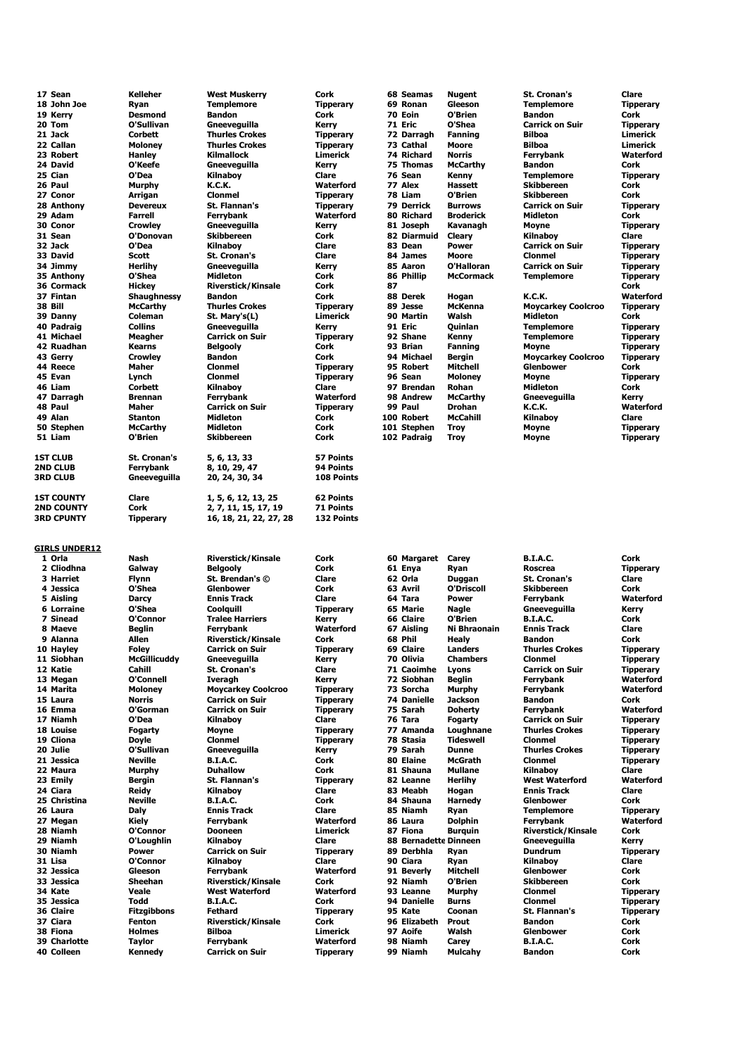| Pos | First | Surname | Club | County |
|---|---|---|---|---|
| 17 | Sean | Kelleher | West Muskerry | Cork |
| 18 | John Joe | Ryan | Templemore | Tipperary |
| 19 | Kerry | Desmond | Bandon | Cork |
| 20 | Tom | O'Sullivan | Gneeveguilla | Kerry |
| 21 | Jack | Corbett | Thurles Crokes | Tipperary |
| 22 | Callan | Moloney | Thurles Crokes | Tipperary |
| 23 | Robert | Hanley | Kilmallock | Limerick |
| 24 | David | O'Keefe | Gneeveguilla | Kerry |
| 25 | Cian | O'Dea | Kilnaboy | Clare |
| 26 | Paul | Murphy | K.C.K. | Waterford |
| 27 | Conor | Arrigan | Clonmel | Tipperary |
| 28 | Anthony | Devereux | St. Flannan's | Tipperary |
| 29 | Adam | Farrell | Ferrybank | Waterford |
| 30 | Conor | Crowley | Gneeveguilla | Kerry |
| 31 | Sean | O'Donovan | Skibbereen | Cork |
| 32 | Jack | O'Dea | Kilnaboy | Clare |
| 33 | David | Scott | St. Cronan's | Clare |
| 34 | Jimmy | Herlihy | Gneeveguilla | Kerry |
| 35 | Anthony | O'Shea | Midleton | Cork |
| 36 | Cormack | Hickey | Riverstick/Kinsale | Cork |
| 37 | Fintan | Shaughnessy | Bandon | Cork |
| 38 | Bill | McCarthy | Thurles Crokes | Tipperary |
| 39 | Danny | Coleman | St. Mary's(L) | Limerick |
| 40 | Padraig | Collins | Gneeveguilla | Kerry |
| 41 | Michael | Meagher | Carrick on Suir | Tipperary |
| 42 | Ruadhan | Kearns | Belgooly | Cork |
| 43 | Gerry | Crowley | Bandon | Cork |
| 44 | Reece | Maher | Clonmel | Tipperary |
| 45 | Evan | Lynch | Clonmel | Tipperary |
| 46 | Liam | Corbett | Kilnaboy | Clare |
| 47 | Darragh | Brennan | Ferrybank | Waterford |
| 48 | Paul | Maher | Carrick on Suir | Tipperary |
| 49 | Alan | Stanton | Midleton | Cork |
| 50 | Stephen | McCarthy | Midleton | Cork |
| 51 | Liam | O'Brien | Skibbereen | Cork |
| 68 | Seamas | Nugent | St. Cronan's | Clare |
| 69 | Ronan | Gleeson | Templemore | Tipperary |
| 70 | Eoin | O'Brien | Bandon | Cork |
| 71 | Eric | O'Shea | Carrick on Suir | Tipperary |
| 72 | Darragh | Fanning | Bilboa | Limerick |
| 73 | Cathal | Moore | Bilboa | Limerick |
| 74 | Richard | Norris | Ferrybank | Waterford |
| 75 | Thomas | McCarthy | Bandon | Cork |
| 76 | Sean | Kenny | Templemore | Tipperary |
| 77 | Alex | Hassett | Skibbereen | Cork |
| 78 | Liam | O'Brien | Skibbereen | Cork |
| 79 | Derrick | Burrows | Carrick on Suir | Tipperary |
| 80 | Richard | Broderick | Midleton | Cork |
| 81 | Joseph | Kavanagh | Moyne | Tipperary |
| 82 | Diarmuid | Cleary | Kilnaboy | Clare |
| 83 | Dean | Power | Carrick on Suir | Tipperary |
| 84 | James | Moore | Clonmel | Tipperary |
| 85 | Aaron | O'Halloran | Carrick on Suir | Tipperary |
| 86 | Phillip | McCormack | Templemore | Tipperary |
| 87 | | | | Cork |
| 88 | Derek | Hogan | K.C.K. | Waterford |
| 89 | Jesse | McKenna | Moycarkey Coolcroo | Tipperary |
| 90 | Martin | Walsh | Midleton | Cork |
| 91 | Eric | Quinlan | Templemore | Tipperary |
| 92 | Shane | Kenny | Templemore | Tipperary |
| 93 | Brian | Fanning | Moyne | Tipperary |
| 94 | Michael | Bergin | Moycarkey Coolcroo | Tipperary |
| 95 | Robert | Mitchell | Glenbower | Cork |
| 96 | Sean | Moloney | Moyne | Tipperary |
| 97 | Brendan | Rohan | Midleton | Cork |
| 98 | Andrew | McCarthy | Gneeveguilla | Kerry |
| 99 | Paul | Drohan | K.C.K. | Waterford |
| 100 | Robert | McCahill | Kilnaboy | Clare |
| 101 | Stephen | Troy | Moyne | Tipperary |
| 102 | Padraig | Troy | Moyne | Tipperary |

| | | | |
|---|---|---|---|
| 1ST CLUB | St. Cronan's | 5, 6, 13, 33 | 57 Points |
| 2ND CLUB | Ferrybank | 8, 10, 29, 47 | 94 Points |
| 3RD CLUB | Gneeveguilla | 20, 24, 30, 34 | 108 Points |
| 1ST COUNTY | Clare | 1, 5, 6, 12, 13, 25 | 62 Points |
| 2ND COUNTY | Cork | 2, 7, 11, 15, 17, 19 | 71 Points |
| 3RD CPUNTY | Tipperary | 16, 18, 21, 22, 27, 28 | 132 Points |

## GIRLS UNDER12

| Pos | First | Surname | Club | County |
|---|---|---|---|---|
| 1 | Orla | Nash | Riverstick/Kinsale | Cork |
| 2 | Cliodhna | Galway | Belgooly | Cork |
| 3 | Harriet | Flynn | St. Brendan's © | Clare |
| 4 | Jessica | O'Shea | Glenbower | Cork |
| 5 | Aisling | Darcy | Ennis Track | Clare |
| 6 | Lorraine | O'Shea | Coolquill | Tipperary |
| 7 | Sinead | O'Connor | Tralee Harriers | Kerry |
| 8 | Maeve | Beglin | Ferrybank | Waterford |
| 9 | Alanna | Allen | Riverstick/Kinsale | Cork |
| 10 | Hayley | Foley | Carrick on Suir | Tipperary |
| 11 | Siobhan | McGillicuddy | Gneeveguilla | Kerry |
| 12 | Katie | Cahill | St. Cronan's | Clare |
| 13 | Megan | O'Connell | Iveragh | Kerry |
| 14 | Marita | Moloney | Moycarkey Coolcroo | Tipperary |
| 15 | Laura | Norris | Carrick on Suir | Tipperary |
| 16 | Emma | O'Gorman | Carrick on Suir | Tipperary |
| 17 | Niamh | O'Dea | Kilnaboy | Clare |
| 18 | Louise | Fogarty | Moyne | Tipperary |
| 19 | Cliona | Doyle | Clonmel | Tipperary |
| 20 | Julie | O'Sullivan | Gneeveguilla | Kerry |
| 21 | Jessica | Neville | B.I.A.C. | Cork |
| 22 | Maura | Murphy | Duhallow | Cork |
| 23 | Emily | Bergin | St. Flannan's | Tipperary |
| 24 | Ciara | Reidy | Kilnaboy | Clare |
| 25 | Christina | Neville | B.I.A.C. | Cork |
| 26 | Laura | Daly | Ennis Track | Clare |
| 27 | Megan | Kiely | Ferrybank | Waterford |
| 28 | Niamh | O'Connor | Dooneen | Limerick |
| 29 | Niamh | O'Loughlin | Kilnaboy | Clare |
| 30 | Niamh | Power | Carrick on Suir | Tipperary |
| 31 | Lisa | O'Connor | Kilnaboy | Clare |
| 32 | Jessica | Gleeson | Ferrybank | Waterford |
| 33 | Jessica | Sheehan | Riverstick/Kinsale | Cork |
| 34 | Kate | Veale | West Waterford | Waterford |
| 35 | Jessica | Todd | B.I.A.C. | Cork |
| 36 | Claire | Fitzgibbons | Fethard | Tipperary |
| 37 | Ciara | Fenton | Riverstick/Kinsale | Cork |
| 38 | Fiona | Holmes | Bilboa | Limerick |
| 39 | Charlotte | Taylor | Ferrybank | Waterford |
| 40 | Colleen | Kennedy | Carrick on Suir | Tipperary |
| 60 | Margaret | Carey | B.I.A.C. | Cork |
| 61 | Enya | Ryan | Roscrea | Tipperary |
| 62 | Orla | Duggan | St. Cronan's | Clare |
| 63 | Avril | O'Driscoll | Skibbereen | Cork |
| 64 | Tara | Power | Ferrybank | Waterford |
| 65 | Marie | Nagle | Gneeveguilla | Kerry |
| 66 | Claire | O'Brien | B.I.A.C. | Cork |
| 67 | Aisling | Ni Bhraonain | Ennis Track | Clare |
| 68 | Phil | Healy | Bandon | Cork |
| 69 | Claire | Landers | Thurles Crokes | Tipperary |
| 70 | Olivia | Chambers | Clonmel | Tipperary |
| 71 | Caoimhe | Lyons | Carrick on Suir | Tipperary |
| 72 | Siobhan | Beglin | Ferrybank | Waterford |
| 73 | Sorcha | Murphy | Ferrybank | Waterford |
| 74 | Danielle | Jackson | Bandon | Cork |
| 75 | Sarah | Doherty | Ferrybank | Waterford |
| 76 | Tara | Fogarty | Carrick on Suir | Tipperary |
| 77 | Amanda | Loughnane | Thurles Crokes | Tipperary |
| 78 | Stasia | Tideswell | Clonmel | Tipperary |
| 79 | Sarah | Dunne | Thurles Crokes | Tipperary |
| 80 | Elaine | McGrath | Clonmel | Tipperary |
| 81 | Shauna | Mullane | Kilnaboy | Clare |
| 82 | Leanne | Herlihy | West Waterford | Waterford |
| 83 | Meabh | Hogan | Ennis Track | Clare |
| 84 | Shauna | Harnedy | Glenbower | Cork |
| 85 | Niamh | Ryan | Templemore | Tipperary |
| 86 | Laura | Dolphin | Ferrybank | Waterford |
| 87 | Fiona | Burquin | Riverstick/Kinsale | Cork |
| 88 | Bernadette | Dinneen | Gneeveguilla | Kerry |
| 89 | Derbhla | Ryan | Dundrum | Tipperary |
| 90 | Ciara | Ryan | Kilnaboy | Clare |
| 91 | Beverly | Mitchell | Glenbower | Cork |
| 92 | Niamh | O'Brien | Skibbereen | Cork |
| 93 | Leanne | Murphy | Clonmel | Tipperary |
| 94 | Danielle | Burns | Clonmel | Tipperary |
| 95 | Kate | Coonan | St. Flannan's | Tipperary |
| 96 | Elizabeth | Prout | Bandon | Cork |
| 97 | Aoife | Walsh | Glenbower | Cork |
| 98 | Niamh | Carey | B.I.A.C. | Cork |
| 99 | Niamh | Mulcahy | Bandon | Cork |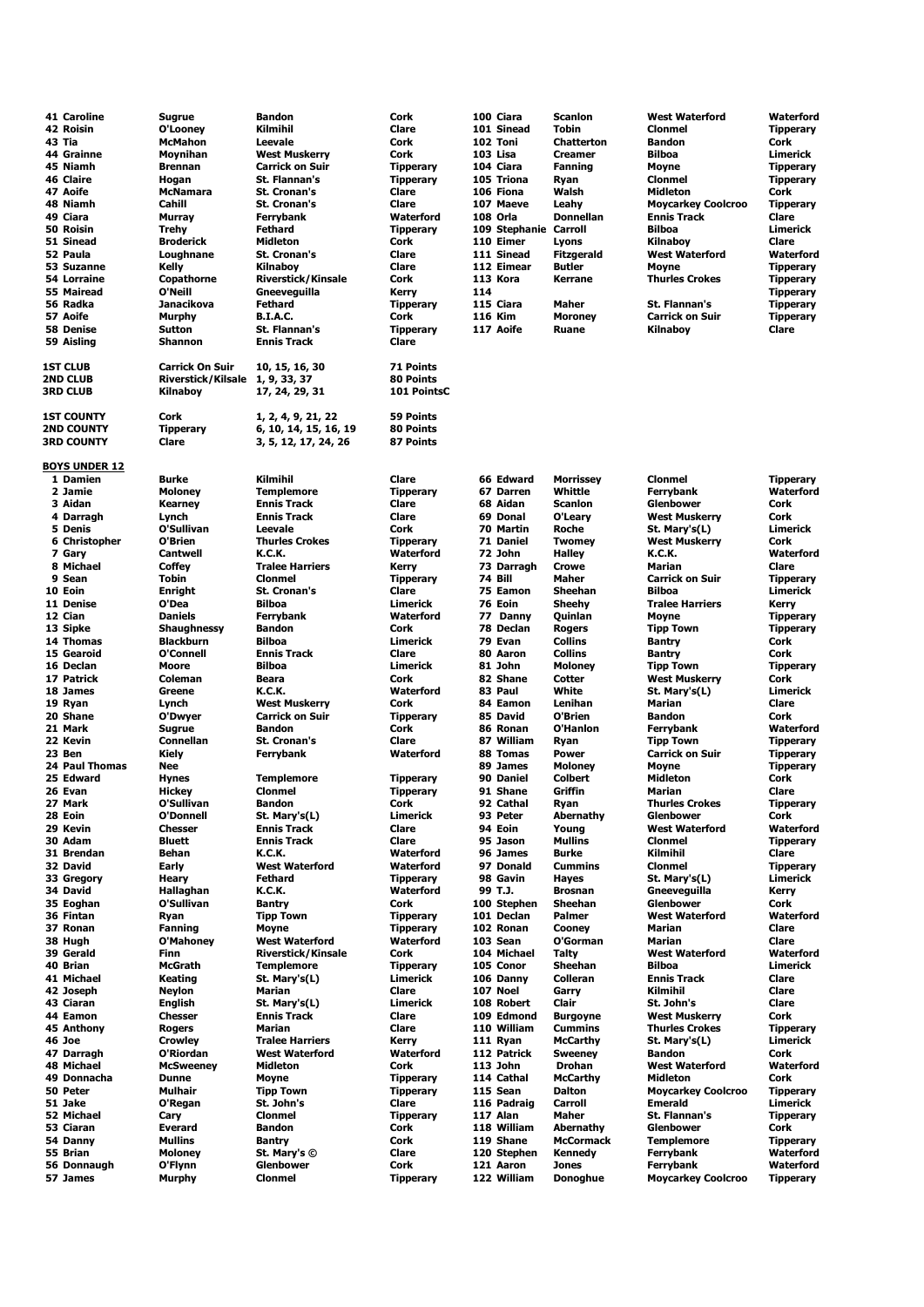| | | | |
|---|---|---|---|
| 41 Caroline | Sugrue | Bandon | Cork |
| 42 Roisin | O'Looney | Kilmihil | Clare |
| 43 Tia | McMahon | Leevale | Cork |
| 44 Grainne | Moynihan | West Muskerry | Cork |
| 45 Niamh | Brennan | Carrick on Suir | Tipperary |
| 46 Claire | Hogan | St. Flannan's | Tipperary |
| 47 Aoife | McNamara | St. Cronan's | Clare |
| 48 Niamh | Cahill | St. Cronan's | Clare |
| 49 Ciara | Murray | Ferrybank | Waterford |
| 50 Roisin | Trehy | Fethard | Tipperary |
| 51 Sinead | Broderick | Midleton | Cork |
| 52 Paula | Loughnane | St. Cronan's | Clare |
| 53 Suzanne | Kelly | Kilnaboy | Clare |
| 54 Lorraine | Copathorne | Riverstick/Kinsale | Cork |
| 55 Mairead | O'Neill | Gneeveguilla | Kerry |
| 56 Radka | Janacikova | Fethard | Tipperary |
| 57 Aoife | Murphy | B.I.A.C. | Cork |
| 58 Denise | Sutton | St. Flannan's | Tipperary |
| 59 Aisling | Shannon | Ennis Track | Clare |
| 100 Ciara | Scanlon | West Waterford | Waterford |
| 101 Sinead | Tobin | Clonmel | Tipperary |
| 102 Toni | Chatterton | Bandon | Cork |
| 103 Lisa | Creamer | Bilboa | Limerick |
| 104 Ciara | Fanning | Moyne | Tipperary |
| 105 Triona | Ryan | Clonmel | Tipperary |
| 106 Fiona | Walsh | Midleton | Cork |
| 107 Maeve | Leahy | Moycarkey Coolcroo | Tipperary |
| 108 Orla | Donnellan | Ennis Track | Clare |
| 109 Stephanie | Carroll | Bilboa | Limerick |
| 110 Eimer | Lyons | Kilnaboy | Clare |
| 111 Sinead | Fitzgerald | West Waterford | Waterford |
| 112 Eimear | Butler | Moyne | Tipperary |
| 113 Kora | Kerrane | Thurles Crokes | Tipperary |
| 114 | | | Tipperary |
| 115 Ciara | Maher | St. Flannan's | Tipperary |
| 116 Kim | Moroney | Carrick on Suir | Tipperary |
| 117 Aoife | Ruane | Kilnaboy | Clare |

| | | | |
|---|---|---|---|
| 1ST CLUB | Carrick On Suir | 10, 15, 16, 30 | 71 Points |
| 2ND CLUB | Riverstick/Kilsale | 1, 9, 33, 37 | 80 Points |
| 3RD CLUB | Kilnaboy | 17, 24, 29, 31 | 101 PointsC |

| | | | |
|---|---|---|---|
| 1ST COUNTY | Cork | 1, 2, 4, 9, 21, 22 | 59 Points |
| 2ND COUNTY | Tipperary | 6, 10, 14, 15, 16, 19 | 80 Points |
| 3RD COUNTY | Clare | 3, 5, 12, 17, 24, 26 | 87 Points |

**BOYS UNDER 12**

| | | | |
|---|---|---|---|
| 1 Damien | Burke | Kilmihil | Clare |
| 2 Jamie | Moloney | Templemore | Tipperary |
| 3 Aidan | Kearney | Ennis Track | Clare |
| 4 Darragh | Lynch | Ennis Track | Clare |
| 5 Denis | O'Sullivan | Leevale | Cork |
| 6 Christopher | O'Brien | Thurles Crokes | Tipperary |
| 7 Gary | Cantwell | K.C.K. | Waterford |
| 8 Michael | Coffey | Tralee Harriers | Kerry |
| 9 Sean | Tobin | Clonmel | Tipperary |
| 10 Eoin | Enright | St. Cronan's | Clare |
| 11 Denise | O'Dea | Bilboa | Limerick |
| 12 Cian | Daniels | Ferrybank | Waterford |
| 13 Sipke | Shaughnessy | Bandon | Cork |
| 14 Thomas | Blackburn | Bilboa | Limerick |
| 15 Gearoid | O'Connell | Ennis Track | Clare |
| 16 Declan | Moore | Bilboa | Limerick |
| 17 Patrick | Coleman | Beara | Cork |
| 18 James | Greene | K.C.K. | Waterford |
| 19 Ryan | Lynch | West Muskerry | Cork |
| 20 Shane | O'Dwyer | Carrick on Suir | Tipperary |
| 21 Mark | Sugrue | Bandon | Cork |
| 22 Kevin | Connellan | St. Cronan's | Clare |
| 23 Ben | Kiely | Ferrybank | Waterford |
| 24 Paul Thomas | Nee | | |
| 25 Edward | Hynes | Templemore | Tipperary |
| 26 Evan | Hickey | Clonmel | Tipperary |
| 27 Mark | O'Sullivan | Bandon | Cork |
| 28 Eoin | O'Donnell | St. Mary's(L) | Limerick |
| 29 Kevin | Chesser | Ennis Track | Clare |
| 30 Adam | Bluett | Ennis Track | Clare |
| 31 Brendan | Behan | K.C.K. | Waterford |
| 32 David | Early | West Waterford | Waterford |
| 33 Gregory | Heary | Fethard | Tipperary |
| 34 David | Hallaghan | K.C.K. | Waterford |
| 35 Eoghan | O'Sullivan | Bantry | Cork |
| 36 Fintan | Ryan | Tipp Town | Tipperary |
| 37 Ronan | Fanning | Moyne | Tipperary |
| 38 Hugh | O'Mahoney | West Waterford | Waterford |
| 39 Gerald | Finn | Riverstick/Kinsale | Cork |
| 40 Brian | McGrath | Templemore | Tipperary |
| 41 Michael | Keating | St. Mary's(L) | Limerick |
| 42 Joseph | Neylon | Marian | Clare |
| 43 Ciaran | English | St. Mary's(L) | Limerick |
| 44 Eamon | Chesser | Ennis Track | Clare |
| 45 Anthony | Rogers | Marian | Clare |
| 46 Joe | Crowley | Tralee Harriers | Kerry |
| 47 Darragh | O'Riordan | West Waterford | Waterford |
| 48 Michael | McSweeney | Midleton | Cork |
| 49 Donnacha | Dunne | Moyne | Tipperary |
| 50 Peter | Mulhair | Tipp Town | Tipperary |
| 51 Jake | O'Regan | St. John's | Clare |
| 52 Michael | Cary | Clonmel | Tipperary |
| 53 Ciaran | Everard | Bandon | Cork |
| 54 Danny | Mullins | Bantry | Cork |
| 55 Brian | Moloney | St. Mary's © | Clare |
| 56 Donnaugh | O'Flynn | Glenbower | Cork |
| 57 James | Murphy | Clonmel | Tipperary |
| 66 Edward | Morrissey | Clonmel | Tipperary |
| 67 Darren | Whittle | Ferrybank | Waterford |
| 68 Aidan | Scanlon | Glenbower | Cork |
| 69 Donal | O'Leary | West Muskerry | Cork |
| 70 Martin | Roche | St. Mary's(L) | Limerick |
| 71 Daniel | Twomey | West Muskerry | Cork |
| 72 John | Halley | K.C.K. | Waterford |
| 73 Darragh | Crowe | Marian | Clare |
| 74 Bill | Maher | Carrick on Suir | Tipperary |
| 75 Eamon | Sheehan | Bilboa | Limerick |
| 76 Eoin | Sheehy | Tralee Harriers | Kerry |
| 77 Danny | Quinlan | Moyne | Tipperary |
| 78 Declan | Rogers | Tipp Town | Tipperary |
| 79 Evan | Collins | Bantry | Cork |
| 80 Aaron | Collins | Bantry | Cork |
| 81 John | Moloney | Tipp Town | Tipperary |
| 82 Shane | Cotter | West Muskerry | Cork |
| 83 Paul | White | St. Mary's(L) | Limerick |
| 84 Eamon | Lenihan | Marian | Clare |
| 85 David | O'Brien | Bandon | Cork |
| 86 Ronan | O'Hanlon | Ferrybank | Waterford |
| 87 William | Ryan | Tipp Town | Tipperary |
| 88 Tomas | Power | Carrick on Suir | Tipperary |
| 89 James | Moloney | Moyne | Tipperary |
| 90 Daniel | Colbert | Midleton | Cork |
| 91 Shane | Griffin | Marian | Clare |
| 92 Cathal | Ryan | Thurles Crokes | Tipperary |
| 93 Peter | Abernathy | Glenbower | Cork |
| 94 Eoin | Young | West Waterford | Waterford |
| 95 Jason | Mullins | Clonmel | Tipperary |
| 96 James | Burke | Kilmihil | Clare |
| 97 Donald | Cummins | Clonmel | Tipperary |
| 98 Gavin | Hayes | St. Mary's(L) | Limerick |
| 99 T.J. | Brosnan | Gneeveguilla | Kerry |
| 100 Stephen | Sheehan | Glenbower | Cork |
| 101 Declan | Palmer | West Waterford | Waterford |
| 102 Ronan | Cooney | Marian | Clare |
| 103 Sean | O'Gorman | Marian | Clare |
| 104 Michael | Talty | West Waterford | Waterford |
| 105 Conor | Sheehan | Bilboa | Limerick |
| 106 Danny | Colleran | Ennis Track | Clare |
| 107 Noel | Garry | Kilmihil | Clare |
| 108 Robert | Clair | St. John's | Clare |
| 109 Edmond | Burgoyne | West Muskerry | Cork |
| 110 William | Cummins | Thurles Crokes | Tipperary |
| 111 Ryan | McCarthy | St. Mary's(L) | Limerick |
| 112 Patrick | Sweeney | Bandon | Cork |
| 113 John | Drohan | West Waterford | Waterford |
| 114 Cathal | McCarthy | Midleton | Cork |
| 115 Sean | Dalton | Moycarkey Coolcroo | Tipperary |
| 116 Padraig | Carroll | Emerald | Limerick |
| 117 Alan | Maher | St. Flannan's | Tipperary |
| 118 William | Abernathy | Glenbower | Cork |
| 119 Shane | McCormack | Templemore | Tipperary |
| 120 Stephen | Kennedy | Ferrybank | Waterford |
| 121 Aaron | Jones | Ferrybank | Waterford |
| 122 William | Donoghue | Moycarkey Coolcroo | Tipperary |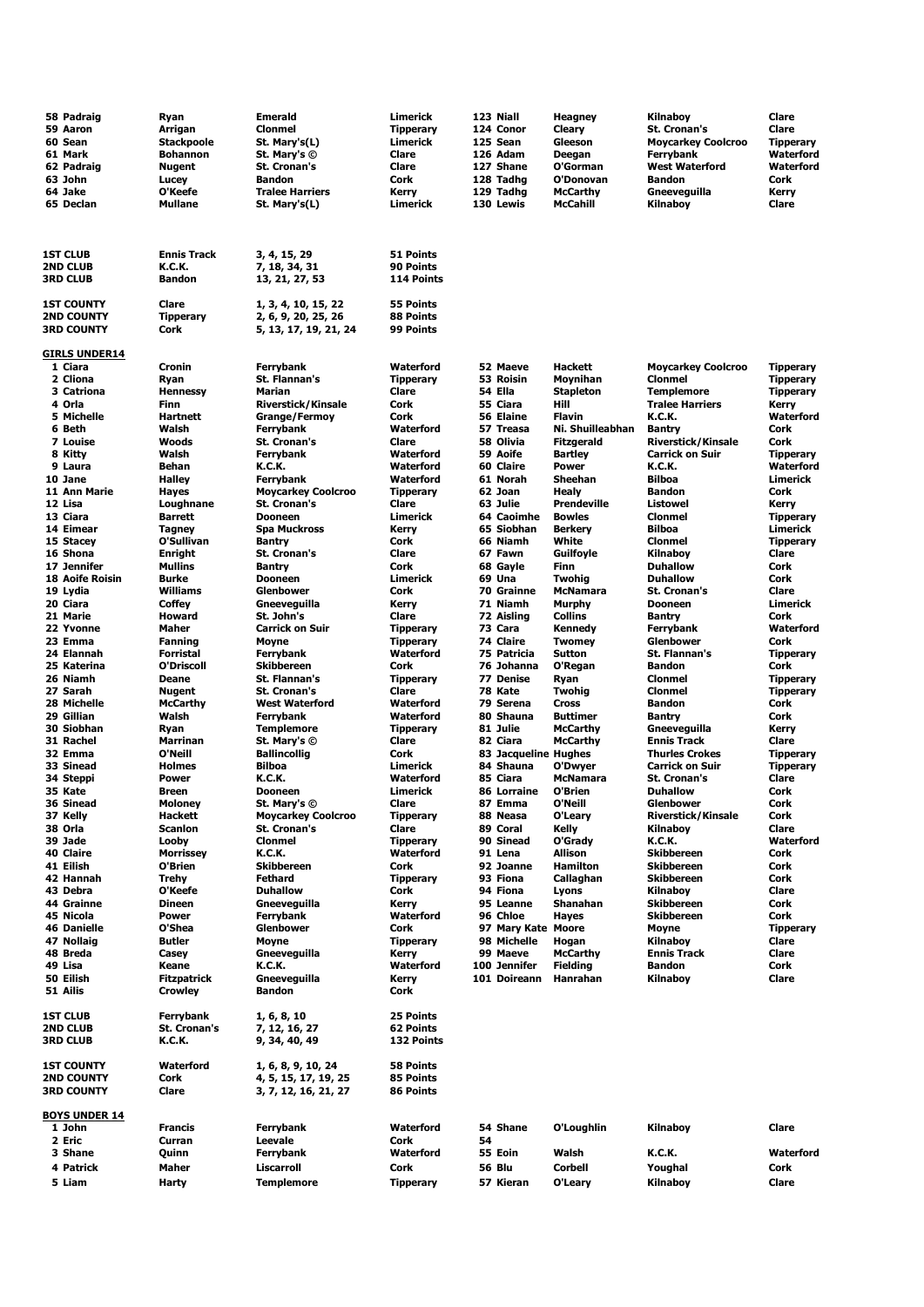| | | | |
|---|---|---|---|
| 58 Padraig | Ryan | Emerald | Limerick |
| 59 Aaron | Arrigan | Clonmel | Tipperary |
| 60 Sean | Stackpoole | St. Mary's(L) | Limerick |
| 61 Mark | Bohannon | St. Mary's © | Clare |
| 62 Padraig | Nugent | St. Cronan's | Clare |
| 63 John | Lucey | Bandon | Cork |
| 64 Jake | O'Keefe | Tralee Harriers | Kerry |
| 65 Declan | Mullane | St. Mary's(L) | Limerick |
| 123 Niall | Heagney | Kilnaboy | Clare |
| 124 Conor | Cleary | St. Cronan's | Clare |
| 125 Sean | Gleeson | Moycarkey Coolcroo | Tipperary |
| 126 Adam | Deegan | Ferrybank | Waterford |
| 127 Shane | O'Gorman | West Waterford | Waterford |
| 128 Tadhg | O'Donovan | Bandon | Cork |
| 129 Tadhg | McCarthy | Gneeveguilla | Kerry |
| 130 Lewis | McCahill | Kilnaboy | Clare |

| | | | |
|---|---|---|---|
| 1ST CLUB | Ennis Track | 3, 4, 15, 29 | 51 Points |
| 2ND CLUB | K.C.K. | 7, 18, 34, 31 | 90 Points |
| 3RD CLUB | Bandon | 13, 21, 27, 53 | 114 Points |
| 1ST COUNTY | Clare | 1, 3, 4, 10, 15, 22 | 55 Points |
| 2ND COUNTY | Tipperary | 2, 6, 9, 20, 25, 26 | 88 Points |
| 3RD COUNTY | Cork | 5, 13, 17, 19, 21, 24 | 99 Points |

## GIRLS UNDER14

| | | | |
|---|---|---|---|
| 1 Ciara | Cronin | Ferrybank | Waterford |
| 2 Cliona | Ryan | St. Flannan's | Tipperary |
| 3 Catriona | Hennessy | Marian | Clare |
| 4 Orla | Finn | Riverstick/Kinsale | Cork |
| 5 Michelle | Hartnett | Grange/Fermoy | Cork |
| 6 Beth | Walsh | Ferrybank | Waterford |
| 7 Louise | Woods | St. Cronan's | Clare |
| 8 Kitty | Walsh | Ferrybank | Waterford |
| 9 Laura | Behan | K.C.K. | Waterford |
| 10 Jane | Halley | Ferrybank | Waterford |
| 11 Ann Marie | Hayes | Moycarkey Coolcroo | Tipperary |
| 12 Lisa | Loughnane | St. Cronan's | Clare |
| 13 Ciara | Barrett | Dooneen | Limerick |
| 14 Eimear | Tagney | Spa Muckross | Kerry |
| 15 Stacey | O'Sullivan | Bantry | Cork |
| 16 Shona | Enright | St. Cronan's | Clare |
| 17 Jennifer | Mullins | Bantry | Cork |
| 18 Aoife Roisin | Burke | Dooneen | Limerick |
| 19 Lydia | Williams | Glenbower | Cork |
| 20 Ciara | Coffey | Gneeveguilla | Kerry |
| 21 Marie | Howard | St. John's | Clare |
| 22 Yvonne | Maher | Carrick on Suir | Tipperary |
| 23 Emma | Fanning | Moyne | Tipperary |
| 24 Elannah | Forristal | Ferrybank | Waterford |
| 25 Katerina | O'Driscoll | Skibbereen | Cork |
| 26 Niamh | Deane | St. Flannan's | Tipperary |
| 27 Sarah | Nugent | St. Cronan's | Clare |
| 28 Michelle | McCarthy | West Waterford | Waterford |
| 29 Gillian | Walsh | Ferrybank | Waterford |
| 30 Siobhan | Ryan | Templemore | Tipperary |
| 31 Rachel | Marrinan | St. Mary's © | Clare |
| 32 Emma | O'Neill | Ballincollig | Cork |
| 33 Sinead | Holmes | Bilboa | Limerick |
| 34 Steppi | Power | K.C.K. | Waterford |
| 35 Kate | Breen | Dooneen | Limerick |
| 36 Sinead | Moloney | St. Mary's © | Clare |
| 37 Kelly | Hackett | Moycarkey Coolcroo | Tipperary |
| 38 Orla | Scanlon | St. Cronan's | Clare |
| 39 Jade | Looby | Clonmel | Tipperary |
| 40 Claire | Morrissey | K.C.K. | Waterford |
| 41 Eilish | O'Brien | Skibbereen | Cork |
| 42 Hannah | Trehy | Fethard | Tipperary |
| 43 Debra | O'Keefe | Duhallow | Cork |
| 44 Grainne | Dineen | Gneeveguilla | Kerry |
| 45 Nicola | Power | Ferrybank | Waterford |
| 46 Danielle | O'Shea | Glenbower | Cork |
| 47 Nollaig | Butler | Moyne | Tipperary |
| 48 Breda | Casey | Gneeveguilla | Kerry |
| 49 Lisa | Keane | K.C.K. | Waterford |
| 50 Eilish | Fitzpatrick | Gneeveguilla | Kerry |
| 51 Ailis | Crowley | Bandon | Cork |
| 52 Maeve | Hackett | Moycarkey Coolcroo | Tipperary |
| 53 Roisin | Moynihan | Clonmel | Tipperary |
| 54 Ella | Stapleton | Templemore | Tipperary |
| 55 Ciara | Hill | Tralee Harriers | Kerry |
| 56 Elaine | Flavin | K.C.K. | Waterford |
| 57 Treasa | Ni. Shuilleabhan | Bantry | Cork |
| 58 Olivia | Fitzgerald | Riverstick/Kinsale | Cork |
| 59 Aoife | Bartley | Carrick on Suir | Tipperary |
| 60 Claire | Power | K.C.K. | Waterford |
| 61 Norah | Sheehan | Bilboa | Limerick |
| 62 Joan | Healy | Bandon | Cork |
| 63 Julie | Prendeville | Listowel | Kerry |
| 64 Caoimhe | Bowles | Clonmel | Tipperary |
| 65 Siobhan | Berkery | Bilboa | Limerick |
| 66 Niamh | White | Clonmel | Tipperary |
| 67 Fawn | Guilfoyle | Kilnaboy | Clare |
| 68 Gayle | Finn | Duhallow | Cork |
| 69 Una | Twohig | Duhallow | Cork |
| 70 Grainne | McNamara | St. Cronan's | Clare |
| 71 Niamh | Murphy | Dooneen | Limerick |
| 72 Aisling | Collins | Bantry | Cork |
| 73 Cara | Kennedy | Ferrybank | Waterford |
| 74 Claire | Twomey | Glenbower | Cork |
| 75 Patricia | Sutton | St. Flannan's | Tipperary |
| 76 Johanna | O'Regan | Bandon | Cork |
| 77 Denise | Ryan | Clonmel | Tipperary |
| 78 Kate | Twohig | Clonmel | Tipperary |
| 79 Serena | Cross | Bandon | Cork |
| 80 Shauna | Buttimer | Bantry | Cork |
| 81 Julie | McCarthy | Gneeveguilla | Kerry |
| 82 Ciara | McCarthy | Ennis Track | Clare |
| 83 Jacqueline | Hughes | Thurles Crokes | Tipperary |
| 84 Shauna | O'Dwyer | Carrick on Suir | Tipperary |
| 85 Ciara | McNamara | St. Cronan's | Clare |
| 86 Lorraine | O'Brien | Duhallow | Cork |
| 87 Emma | O'Neill | Glenbower | Cork |
| 88 Neasa | O'Leary | Riverstick/Kinsale | Cork |
| 89 Coral | Kelly | Kilnaboy | Clare |
| 90 Sinead | O'Grady | K.C.K. | Waterford |
| 91 Lena | Allison | Skibbereen | Cork |
| 92 Joanne | Hamilton | Skibbereen | Cork |
| 93 Fiona | Callaghan | Skibbereen | Cork |
| 94 Fiona | Lyons | Kilnaboy | Clare |
| 95 Leanne | Shanahan | Skibbereen | Cork |
| 96 Chloe | Hayes | Skibbereen | Cork |
| 97 Mary Kate | Moore | Moyne | Tipperary |
| 98 Michelle | Hogan | Kilnaboy | Clare |
| 99 Maeve | McCarthy | Ennis Track | Clare |
| 100 Jennifer | Fielding | Bandon | Cork |
| 101 Doireann | Hanrahan | Kilnaboy | Clare |

| | | | |
|---|---|---|---|
| 1ST CLUB | Ferrybank | 1, 6, 8, 10 | 25 Points |
| 2ND CLUB | St. Cronan's | 7, 12, 16, 27 | 62 Points |
| 3RD CLUB | K.C.K. | 9, 34, 40, 49 | 132 Points |
| 1ST COUNTY | Waterford | 1, 6, 8, 9, 10, 24 | 58 Points |
| 2ND COUNTY | Cork | 4, 5, 15, 17, 19, 25 | 85 Points |
| 3RD COUNTY | Clare | 3, 7, 12, 16, 21, 27 | 86 Points |

## BOYS UNDER 14

| | | | |
|---|---|---|---|
| 1 John | Francis | Ferrybank | Waterford |
| 2 Eric | Curran | Leevale | Cork |
| 3 Shane | Quinn | Ferrybank | Waterford |
| 4 Patrick | Maher | Liscarroll | Cork |
| 5 Liam | Harty | Templemore | Tipperary |
| 54 Shane | O'Loughlin | Kilnaboy | Clare |
| 54 | | | |
| 55 Eoin | Walsh | K.C.K. | Waterford |
| 56 Blu | Corbell | Youghal | Cork |
| 57 Kieran | O'Leary | Kilnaboy | Clare |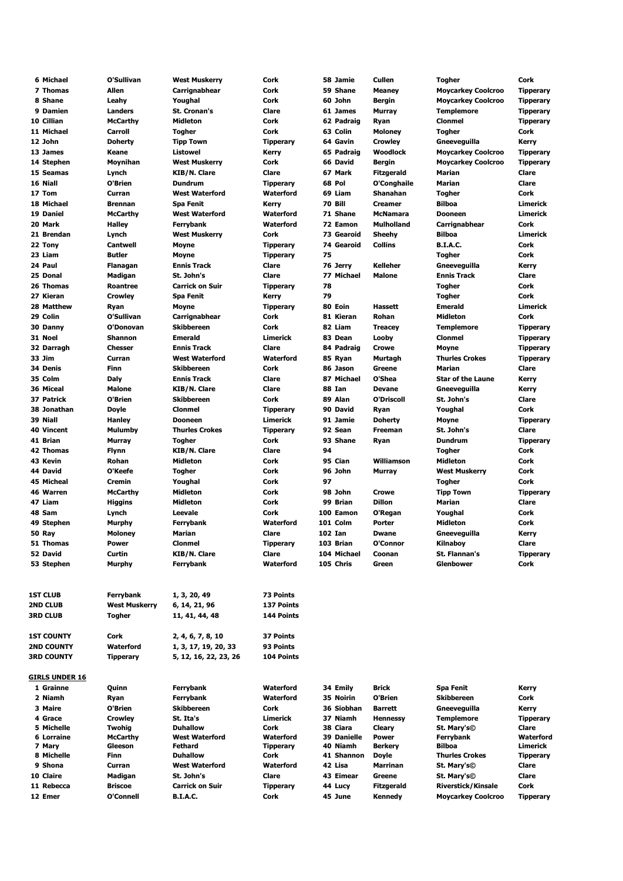| Pos | First | Surname | Club | County |
|---|---|---|---|---|
| 6 | Michael | O'Sullivan | West Muskerry | Cork |
| 7 | Thomas | Allen | Carrignabhear | Cork |
| 8 | Shane | Leahy | Youghal | Cork |
| 9 | Damien | Landers | St. Cronan's | Clare |
| 10 | Cillian | McCarthy | Midleton | Cork |
| 11 | Michael | Carroll | Togher | Cork |
| 12 | John | Doherty | Tipp Town | Tipperary |
| 13 | James | Keane | Listowel | Kerry |
| 14 | Stephen | Moynihan | West Muskerry | Cork |
| 15 | Seamas | Lynch | KIB/N. Clare | Clare |
| 16 | Niall | O'Brien | Dundrum | Tipperary |
| 17 | Tom | Curran | West Waterford | Waterford |
| 18 | Michael | Brennan | Spa Fenit | Kerry |
| 19 | Daniel | McCarthy | West Waterford | Waterford |
| 20 | Mark | Halley | Ferrybank | Waterford |
| 21 | Brendan | Lynch | West Muskerry | Cork |
| 22 | Tony | Cantwell | Moyne | Tipperary |
| 23 | Liam | Butler | Moyne | Tipperary |
| 24 | Paul | Flanagan | Ennis Track | Clare |
| 25 | Donal | Madigan | St. John's | Clare |
| 26 | Thomas | Roantree | Carrick on Suir | Tipperary |
| 27 | Kieran | Crowley | Spa Fenit | Kerry |
| 28 | Matthew | Ryan | Moyne | Tipperary |
| 29 | Colin | O'Sullivan | Carrignabhear | Cork |
| 30 | Danny | O'Donovan | Skibbereen | Cork |
| 31 | Noel | Shannon | Emerald | Limerick |
| 32 | Darragh | Chesser | Ennis Track | Clare |
| 33 | Jim | Curran | West Waterford | Waterford |
| 34 | Denis | Finn | Skibbereen | Cork |
| 35 | Colm | Daly | Ennis Track | Clare |
| 36 | Miceal | Malone | KIB/N. Clare | Clare |
| 37 | Patrick | O'Brien | Skibbereen | Cork |
| 38 | Jonathan | Doyle | Clonmel | Tipperary |
| 39 | Niall | Hanley | Dooneen | Limerick |
| 40 | Vincent | Mulumby | Thurles Crokes | Tipperary |
| 41 | Brian | Murray | Togher | Cork |
| 42 | Thomas | Flynn | KIB/N. Clare | Clare |
| 43 | Kevin | Rohan | Midleton | Cork |
| 44 | David | O'Keefe | Togher | Cork |
| 45 | Micheal | Cremin | Youghal | Cork |
| 46 | Warren | McCarthy | Midleton | Cork |
| 47 | Liam | Higgins | Midleton | Cork |
| 48 | Sam | Lynch | Leevale | Cork |
| 49 | Stephen | Murphy | Ferrybank | Waterford |
| 50 | Ray | Moloney | Marian | Clare |
| 51 | Thomas | Power | Clonmel | Tipperary |
| 52 | David | Curtin | KIB/N. Clare | Clare |
| 53 | Stephen | Murphy | Ferrybank | Waterford |
| 58 | Jamie | Cullen | Togher | Cork |
| 59 | Shane | Meaney | Moycarkey Coolcroo | Tipperary |
| 60 | John | Bergin | Moycarkey Coolcroo | Tipperary |
| 61 | James | Murray | Templemore | Tipperary |
| 62 | Padraig | Ryan | Clonmel | Tipperary |
| 63 | Colin | Moloney | Togher | Cork |
| 64 | Gavin | Crowley | Gneeveguilla | Kerry |
| 65 | Padraig | Woodlock | Moycarkey Coolcroo | Tipperary |
| 66 | David | Bergin | Moycarkey Coolcroo | Tipperary |
| 67 | Mark | Fitzgerald | Marian | Clare |
| 68 | Pol | O'Conghaile | Marian | Clare |
| 69 | Liam | Shanahan | Togher | Cork |
| 70 | Bill | Creamer | Bilboa | Limerick |
| 71 | Shane | McNamara | Dooneen | Limerick |
| 72 | Eamon | Mulholland | Carrignabhear | Cork |
| 73 | Gearoid | Sheehy | Bilboa | Limerick |
| 74 | Gearoid | Collins | B.I.A.C. | Cork |
| 75 | | | Togher | Cork |
| 76 | Jerry | Kelleher | Gneeveguilla | Kerry |
| 77 | Michael | Malone | Ennis Track | Clare |
| 78 | | | Togher | Cork |
| 79 | | | Togher | Cork |
| 80 | Eoin | Hassett | Emerald | Limerick |
| 81 | Kieran | Rohan | Midleton | Cork |
| 82 | Liam | Treacey | Templemore | Tipperary |
| 83 | Dean | Looby | Clonmel | Tipperary |
| 84 | Padraig | Crowe | Moyne | Tipperary |
| 85 | Ryan | Murtagh | Thurles Crokes | Tipperary |
| 86 | Jason | Greene | Marian | Clare |
| 87 | Michael | O'Shea | Star of the Laune | Kerry |
| 88 | Ian | Devane | Gneeveguilla | Kerry |
| 89 | Alan | O'Driscoll | St. John's | Clare |
| 90 | David | Ryan | Youghal | Cork |
| 91 | Jamie | Doherty | Moyne | Tipperary |
| 92 | Sean | Freeman | St. John's | Clare |
| 93 | Shane | Ryan | Dundrum | Tipperary |
| 94 | | | Togher | Cork |
| 95 | Cian | Williamson | Midleton | Cork |
| 96 | John | Murray | West Muskerry | Cork |
| 97 | | | Togher | Cork |
| 98 | John | Crowe | Tipp Town | Tipperary |
| 99 | Brian | Dillon | Marian | Clare |
| 100 | Eamon | O'Regan | Youghal | Cork |
| 101 | Colm | Porter | Midleton | Cork |
| 102 | Ian | Dwane | Gneeveguilla | Kerry |
| 103 | Brian | O'Connor | Kilnaboy | Clare |
| 104 | Michael | Coonan | St. Flannan's | Tipperary |
| 105 | Chris | Green | Glenbower | Cork |

| | | | |
|---|---|---|---|
| **1ST CLUB** | Ferrybank | 1, 3, 20, 49 | 73 Points |
| **2ND CLUB** | West Muskerry | 6, 14, 21, 96 | 137 Points |
| **3RD CLUB** | Togher | 11, 41, 44, 48 | 144 Points |
| **1ST COUNTY** | Cork | 2, 4, 6, 7, 8, 10 | 37 Points |
| **2ND COUNTY** | Waterford | 1, 3, 17, 19, 20, 33 | 93 Points |
| **3RD COUNTY** | Tipperary | 5, 12, 16, 22, 23, 26 | 104 Points |

## GIRLS UNDER 16

| Pos | First | Surname | Club | County |
|---|---|---|---|---|
| 1 | Grainne | Quinn | Ferrybank | Waterford |
| 2 | Niamh | Ryan | Ferrybank | Waterford |
| 3 | Maire | O'Brien | Skibbereen | Cork |
| 4 | Grace | Crowley | St. Ita's | Limerick |
| 5 | Michelle | Twohig | Duhallow | Cork |
| 6 | Lorraine | McCarthy | West Waterford | Waterford |
| 7 | Mary | Gleeson | Fethard | Tipperary |
| 8 | Michelle | Finn | Duhallow | Cork |
| 9 | Shona | Curran | West Waterford | Waterford |
| 10 | Claire | Madigan | St. John's | Clare |
| 11 | Rebecca | Briscoe | Carrick on Suir | Tipperary |
| 12 | Emer | O'Connell | B.I.A.C. | Cork |
| 34 | Emily | Brick | Spa Fenit | Kerry |
| 35 | Noirin | O'Brien | Skibbereen | Cork |
| 36 | Siobhan | Barrett | Gneeveguilla | Kerry |
| 37 | Niamh | Hennessy | Templemore | Tipperary |
| 38 | Ciara | Cleary | St. Mary's© | Clare |
| 39 | Danielle | Power | Ferrybank | Waterford |
| 40 | Niamh | Berkery | Bilboa | Limerick |
| 41 | Shannon | Doyle | Thurles Crokes | Tipperary |
| 42 | Lisa | Marrinan | St. Mary's© | Clare |
| 43 | Eimear | Greene | St. Mary's© | Clare |
| 44 | Lucy | Fitzgerald | Riverstick/Kinsale | Cork |
| 45 | June | Kennedy | Moycarkey Coolcroo | Tipperary |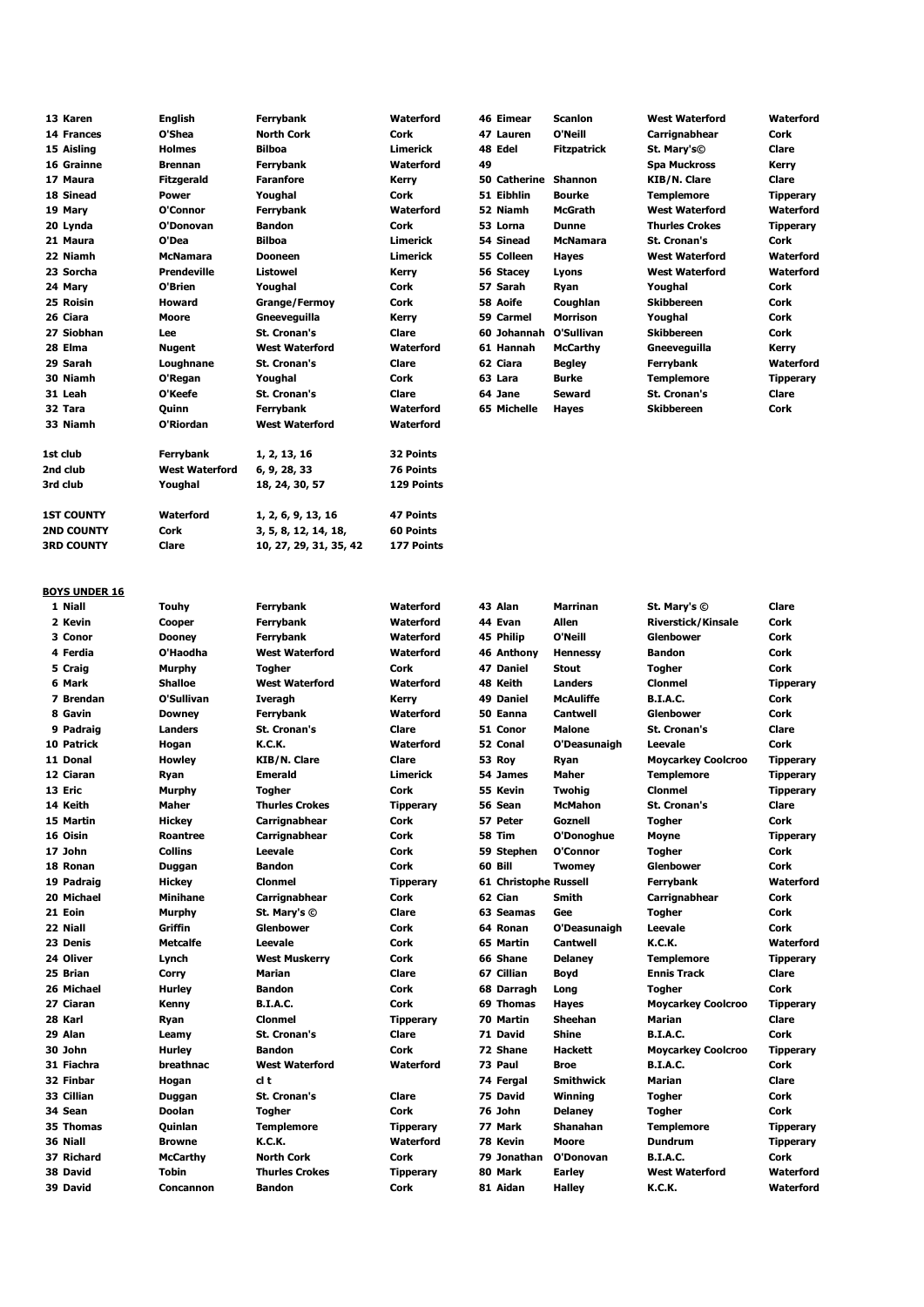| | | | | | | | | |
|---|---|---|---|---|---|---|---|---|
| 13 | Karen | English | Ferrybank | Waterford | 46 | Eimear | Scanlon | West Waterford | Waterford |
| 14 | Frances | O'Shea | North Cork | Cork | 47 | Lauren | O'Neill | Carrignabhear | Cork |
| 15 | Aisling | Holmes | Bilboa | Limerick | 48 | Edel | Fitzpatrick | St. Mary's© | Clare |
| 16 | Grainne | Brennan | Ferrybank | Waterford | 49 | | | Spa Muckross | Kerry |
| 17 | Maura | Fitzgerald | Faranfore | Kerry | 50 | Catherine | Shannon | KIB/N. Clare | Clare |
| 18 | Sinead | Power | Youghal | Cork | 51 | Eibhlin | Bourke | Templemore | Tipperary |
| 19 | Mary | O'Connor | Ferrybank | Waterford | 52 | Niamh | McGrath | West Waterford | Waterford |
| 20 | Lynda | O'Donovan | Bandon | Cork | 53 | Lorna | Dunne | Thurles Crokes | Tipperary |
| 21 | Maura | O'Dea | Bilboa | Limerick | 54 | Sinead | McNamara | St. Cronan's | Cork |
| 22 | Niamh | McNamara | Dooneen | Limerick | 55 | Colleen | Hayes | West Waterford | Waterford |
| 23 | Sorcha | Prendeville | Listowel | Kerry | 56 | Stacey | Lyons | West Waterford | Waterford |
| 24 | Mary | O'Brien | Youghal | Cork | 57 | Sarah | Ryan | Youghal | Cork |
| 25 | Roisin | Howard | Grange/Fermoy | Cork | 58 | Aoife | Coughlan | Skibbereen | Cork |
| 26 | Ciara | Moore | Gneeveguilla | Kerry | 59 | Carmel | Morrison | Youghal | Cork |
| 27 | Siobhan | Lee | St. Cronan's | Clare | 60 | Johannah | O'Sullivan | Skibbereen | Cork |
| 28 | Elma | Nugent | West Waterford | Waterford | 61 | Hannah | McCarthy | Gneeveguilla | Kerry |
| 29 | Sarah | Loughnane | St. Cronan's | Clare | 62 | Ciara | Begley | Ferrybank | Waterford |
| 30 | Niamh | O'Regan | Youghal | Cork | 63 | Lara | Burke | Templemore | Tipperary |
| 31 | Leah | O'Keefe | St. Cronan's | Clare | 64 | Jane | Seward | St. Cronan's | Clare |
| 32 | Tara | Quinn | Ferrybank | Waterford | 65 | Michelle | Hayes | Skibbereen | Cork |
| 33 | Niamh | O'Riordan | West Waterford | Waterford | | | | | |

| | | | |
|---|---|---|---|
| 1st club | Ferrybank | 1, 2, 13, 16 | 32 Points |
| 2nd club | West Waterford | 6, 9, 28, 33 | 76 Points |
| 3rd club | Youghal | 18, 24, 30, 57 | 129 Points |
| | | | |
| 1ST COUNTY | Waterford | 1, 2, 6, 9, 13, 16 | 47 Points |
| 2ND COUNTY | Cork | 3, 5, 8, 12, 14, 18, | 60 Points |
| 3RD COUNTY | Clare | 10, 27, 29, 31, 35, 42 | 177 Points |

**BOYS UNDER 16**

| | | | | | | | | | |
|---|---|---|---|---|---|---|---|---|---|
| 1 | Niall | Touhy | Ferrybank | Waterford | 43 | Alan | Marrinan | St. Mary's © | Clare |
| 2 | Kevin | Cooper | Ferrybank | Waterford | 44 | Evan | Allen | Riverstick/Kinsale | Cork |
| 3 | Conor | Dooney | Ferrybank | Waterford | 45 | Philip | O'Neill | Glenbower | Cork |
| 4 | Ferdia | O'Haodha | West Waterford | Waterford | 46 | Anthony | Hennessy | Bandon | Cork |
| 5 | Craig | Murphy | Togher | Cork | 47 | Daniel | Stout | Togher | Cork |
| 6 | Mark | Shalloe | West Waterford | Waterford | 48 | Keith | Landers | Clonmel | Tipperary |
| 7 | Brendan | O'Sullivan | Iveragh | Kerry | 49 | Daniel | McAuliffe | B.I.A.C. | Cork |
| 8 | Gavin | Downey | Ferrybank | Waterford | 50 | Eanna | Cantwell | Glenbower | Cork |
| 9 | Padraig | Landers | St. Cronan's | Clare | 51 | Conor | Malone | St. Cronan's | Clare |
| 10 | Patrick | Hogan | K.C.K. | Waterford | 52 | Conal | O'Deasunaigh | Leevale | Cork |
| 11 | Donal | Howley | KIB/N. Clare | Clare | 53 | Roy | Ryan | Moycarkey Coolcroo | Tipperary |
| 12 | Ciaran | Ryan | Emerald | Limerick | 54 | James | Maher | Templemore | Tipperary |
| 13 | Eric | Murphy | Togher | Cork | 55 | Kevin | Twohig | Clonmel | Tipperary |
| 14 | Keith | Maher | Thurles Crokes | Tipperary | 56 | Sean | McMahon | St. Cronan's | Clare |
| 15 | Martin | Hickey | Carrignabhear | Cork | 57 | Peter | Goznell | Togher | Cork |
| 16 | Oisin | Roantree | Carrignabhear | Cork | 58 | Tim | O'Donoghue | Moyne | Tipperary |
| 17 | John | Collins | Leevale | Cork | 59 | Stephen | O'Connor | Togher | Cork |
| 18 | Ronan | Duggan | Bandon | Cork | 60 | Bill | Twomey | Glenbower | Cork |
| 19 | Padraig | Hickey | Clonmel | Tipperary | 61 | Christophe | Russell | Ferrybank | Waterford |
| 20 | Michael | Minihane | Carrignabhear | Cork | 62 | Cian | Smith | Carrignabhear | Cork |
| 21 | Eoin | Murphy | St. Mary's © | Clare | 63 | Seamas | Gee | Togher | Cork |
| 22 | Niall | Griffin | Glenbower | Cork | 64 | Ronan | O'Deasunaigh | Leevale | Cork |
| 23 | Denis | Metcalfe | Leevale | Cork | 65 | Martin | Cantwell | K.C.K. | Waterford |
| 24 | Oliver | Lynch | West Muskerry | Cork | 66 | Shane | Delaney | Templemore | Tipperary |
| 25 | Brian | Corry | Marian | Clare | 67 | Cillian | Boyd | Ennis Track | Clare |
| 26 | Michael | Hurley | Bandon | Cork | 68 | Darragh | Long | Togher | Cork |
| 27 | Ciaran | Kenny | B.I.A.C. | Cork | 69 | Thomas | Hayes | Moycarkey Coolcroo | Tipperary |
| 28 | Karl | Ryan | Clonmel | Tipperary | 70 | Martin | Sheehan | Marian | Clare |
| 29 | Alan | Leamy | St. Cronan's | Clare | 71 | David | Shine | B.I.A.C. | Cork |
| 30 | John | Hurley | Bandon | Cork | 72 | Shane | Hackett | Moycarkey Coolcroo | Tipperary |
| 31 | Fiachra | breathnac | West Waterford | Waterford | 73 | Paul | Broe | B.I.A.C. | Cork |
| 32 | Finbar | Hogan | cl t | | 74 | Fergal | Smithwick | Marian | Clare |
| 33 | Cillian | Duggan | St. Cronan's | Clare | 75 | David | Winning | Togher | Cork |
| 34 | Sean | Doolan | Togher | Cork | 76 | John | Delaney | Togher | Cork |
| 35 | Thomas | Quinlan | Templemore | Tipperary | 77 | Mark | Shanahan | Templemore | Tipperary |
| 36 | Niall | Browne | K.C.K. | Waterford | 78 | Kevin | Moore | Dundrum | Tipperary |
| 37 | Richard | McCarthy | North Cork | Cork | 79 | Jonathan | O'Donovan | B.I.A.C. | Cork |
| 38 | David | Tobin | Thurles Crokes | Tipperary | 80 | Mark | Earley | West Waterford | Waterford |
| 39 | David | Concannon | Bandon | Cork | 81 | Aidan | Halley | K.C.K. | Waterford |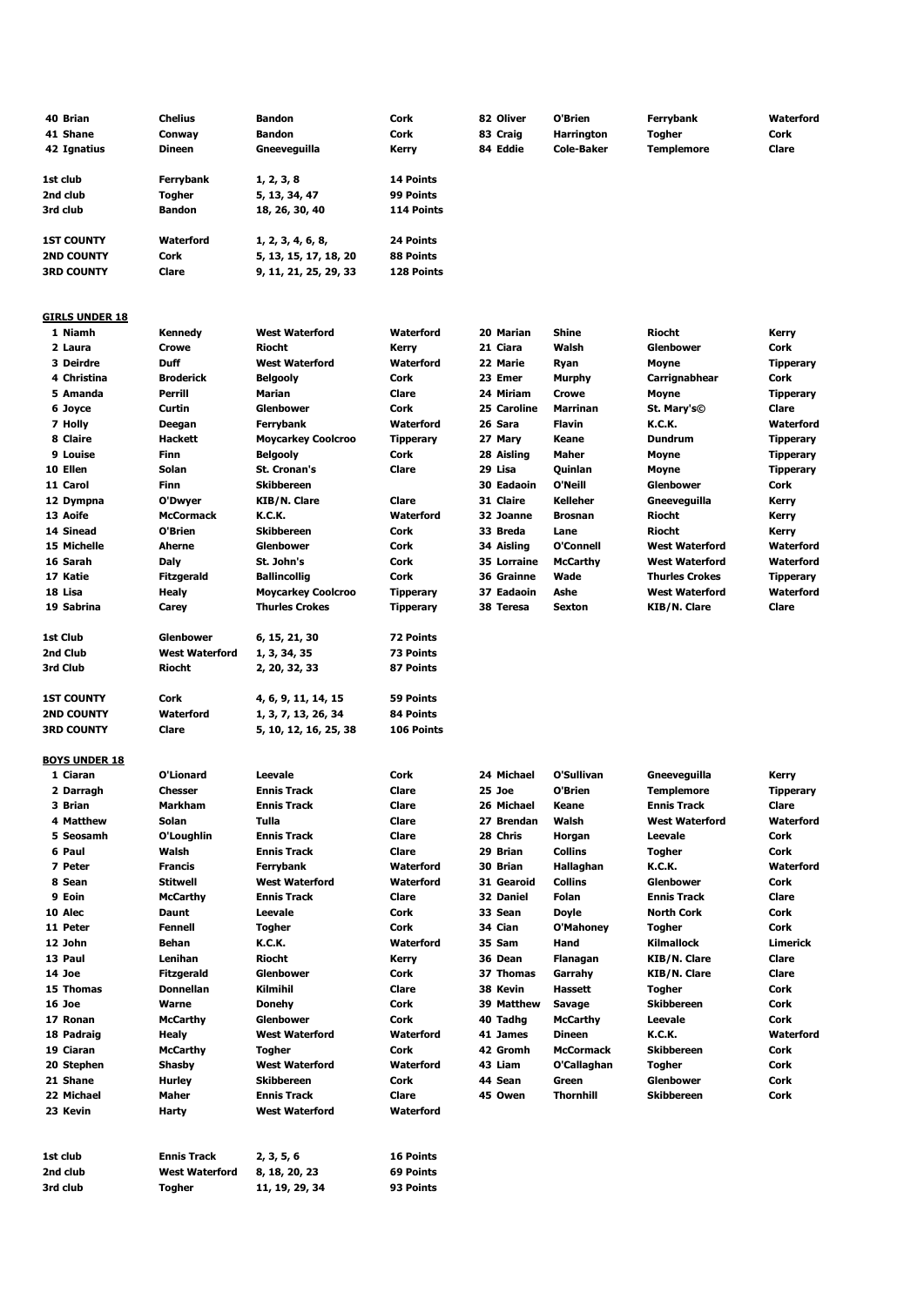| | | | | | | | |
|---|---|---|---|---|---|---|---|
| 40 Brian | Chelius | Bandon | Cork | 82 Oliver | O'Brien | Ferrybank | Waterford |
| 41 Shane | Conway | Bandon | Cork | 83 Craig | Harrington | Togher | Cork |
| 42 Ignatius | Dineen | Gneeveguilla | Kerry | 84 Eddie | Cole-Baker | Templemore | Clare |

| | | | |
|---|---|---|---|
| 1st club | Ferrybank | 1, 2, 3, 8 | 14 Points |
| 2nd club | Togher | 5, 13, 34, 47 | 99 Points |
| 3rd club | Bandon | 18, 26, 30, 40 | 114 Points |

| | | | |
|---|---|---|---|
| 1ST COUNTY | Waterford | 1, 2, 3, 4, 6, 8, | 24 Points |
| 2ND COUNTY | Cork | 5, 13, 15, 17, 18, 20 | 88 Points |
| 3RD COUNTY | Clare | 9, 11, 21, 25, 29, 33 | 128 Points |

**GIRLS UNDER 18**

| | | | | | | | |
|---|---|---|---|---|---|---|---|
| 1 Niamh | Kennedy | West Waterford | Waterford | 20 Marian | Shine | Riocht | Kerry |
| 2 Laura | Crowe | Riocht | Kerry | 21 Ciara | Walsh | Glenbower | Cork |
| 3 Deirdre | Duff | West Waterford | Waterford | 22 Marie | Ryan | Moyne | Tipperary |
| 4 Christina | Broderick | Belgooly | Cork | 23 Emer | Murphy | Carrignabhear | Cork |
| 5 Amanda | Perrill | Marian | Clare | 24 Miriam | Crowe | Moyne | Tipperary |
| 6 Joyce | Curtin | Glenbower | Cork | 25 Caroline | Marrinan | St. Mary's© | Clare |
| 7 Holly | Deegan | Ferrybank | Waterford | 26 Sara | Flavin | K.C.K. | Waterford |
| 8 Claire | Hackett | Moycarkey Coolcroo | Tipperary | 27 Mary | Keane | Dundrum | Tipperary |
| 9 Louise | Finn | Belgooly | Cork | 28 Aisling | Maher | Moyne | Tipperary |
| 10 Ellen | Solan | St. Cronan's | Clare | 29 Lisa | Quinlan | Moyne | Tipperary |
| 11 Carol | Finn | Skibbereen | | 30 Eadaoin | O'Neill | Glenbower | Cork |
| 12 Dympna | O'Dwyer | KIB/N. Clare | Clare | 31 Claire | Kelleher | Gneeveguilla | Kerry |
| 13 Aoife | McCormack | K.C.K. | Waterford | 32 Joanne | Brosnan | Riocht | Kerry |
| 14 Sinead | O'Brien | Skibbereen | Cork | 33 Breda | Lane | Riocht | Kerry |
| 15 Michelle | Aherne | Glenbower | Cork | 34 Aisling | O'Connell | West Waterford | Waterford |
| 16 Sarah | Daly | St. John's | Cork | 35 Lorraine | McCarthy | West Waterford | Waterford |
| 17 Katie | Fitzgerald | Ballincollig | Cork | 36 Grainne | Wade | Thurles Crokes | Tipperary |
| 18 Lisa | Healy | Moycarkey Coolcroo | Tipperary | 37 Eadaoin | Ashe | West Waterford | Waterford |
| 19 Sabrina | Carey | Thurles Crokes | Tipperary | 38 Teresa | Sexton | KIB/N. Clare | Clare |

| | | | |
|---|---|---|---|
| 1st Club | Glenbower | 6, 15, 21, 30 | 72 Points |
| 2nd Club | West Waterford | 1, 3, 34, 35 | 73 Points |
| 3rd Club | Riocht | 2, 20, 32, 33 | 87 Points |

| | | | |
|---|---|---|---|
| 1ST COUNTY | Cork | 4, 6, 9, 11, 14, 15 | 59 Points |
| 2ND COUNTY | Waterford | 1, 3, 7, 13, 26, 34 | 84 Points |
| 3RD COUNTY | Clare | 5, 10, 12, 16, 25, 38 | 106 Points |

**BOYS UNDER 18**

| | | | | | | | |
|---|---|---|---|---|---|---|---|
| 1 Ciaran | O'Lionard | Leevale | Cork | 24 Michael | O'Sullivan | Gneeveguilla | Kerry |
| 2 Darragh | Chesser | Ennis Track | Clare | 25 Joe | O'Brien | Templemore | Tipperary |
| 3 Brian | Markham | Ennis Track | Clare | 26 Michael | Keane | Ennis Track | Clare |
| 4 Matthew | Solan | Tulla | Clare | 27 Brendan | Walsh | West Waterford | Waterford |
| 5 Seosamh | O'Loughlin | Ennis Track | Clare | 28 Chris | Horgan | Leevale | Cork |
| 6 Paul | Walsh | Ennis Track | Clare | 29 Brian | Collins | Togher | Cork |
| 7 Peter | Francis | Ferrybank | Waterford | 30 Brian | Hallaghan | K.C.K. | Waterford |
| 8 Sean | Stitwell | West Waterford | Waterford | 31 Gearoid | Collins | Glenbower | Cork |
| 9 Eoin | McCarthy | Ennis Track | Clare | 32 Daniel | Folan | Ennis Track | Clare |
| 10 Alec | Daunt | Leevale | Cork | 33 Sean | Doyle | North Cork | Cork |
| 11 Peter | Fennell | Togher | Cork | 34 Cian | O'Mahoney | Togher | Cork |
| 12 John | Behan | K.C.K. | Waterford | 35 Sam | Hand | Kilmallock | Limerick |
| 13 Paul | Lenihan | Riocht | Kerry | 36 Dean | Flanagan | KIB/N. Clare | Clare |
| 14 Joe | Fitzgerald | Glenbower | Cork | 37 Thomas | Garrahy | KIB/N. Clare | Clare |
| 15 Thomas | Donnellan | Kilmihil | Clare | 38 Kevin | Hassett | Togher | Cork |
| 16 Joe | Warne | Donehy | Cork | 39 Matthew | Savage | Skibbereen | Cork |
| 17 Ronan | McCarthy | Glenbower | Cork | 40 Tadhg | McCarthy | Leevale | Cork |
| 18 Padraig | Healy | West Waterford | Waterford | 41 James | Dineen | K.C.K. | Waterford |
| 19 Ciaran | McCarthy | Togher | Cork | 42 Gromh | McCormack | Skibbereen | Cork |
| 20 Stephen | Shasby | West Waterford | Waterford | 43 Liam | O'Callaghan | Togher | Cork |
| 21 Shane | Hurley | Skibbereen | Cork | 44 Sean | Green | Glenbower | Cork |
| 22 Michael | Maher | Ennis Track | Clare | 45 Owen | Thornhill | Skibbereen | Cork |
| 23 Kevin | Harty | West Waterford | Waterford | | | | |

| | | | |
|---|---|---|---|
| 1st club | Ennis Track | 2, 3, 5, 6 | 16 Points |
| 2nd club | West Waterford | 8, 18, 20, 23 | 69 Points |
| 3rd club | Togher | 11, 19, 29, 34 | 93 Points |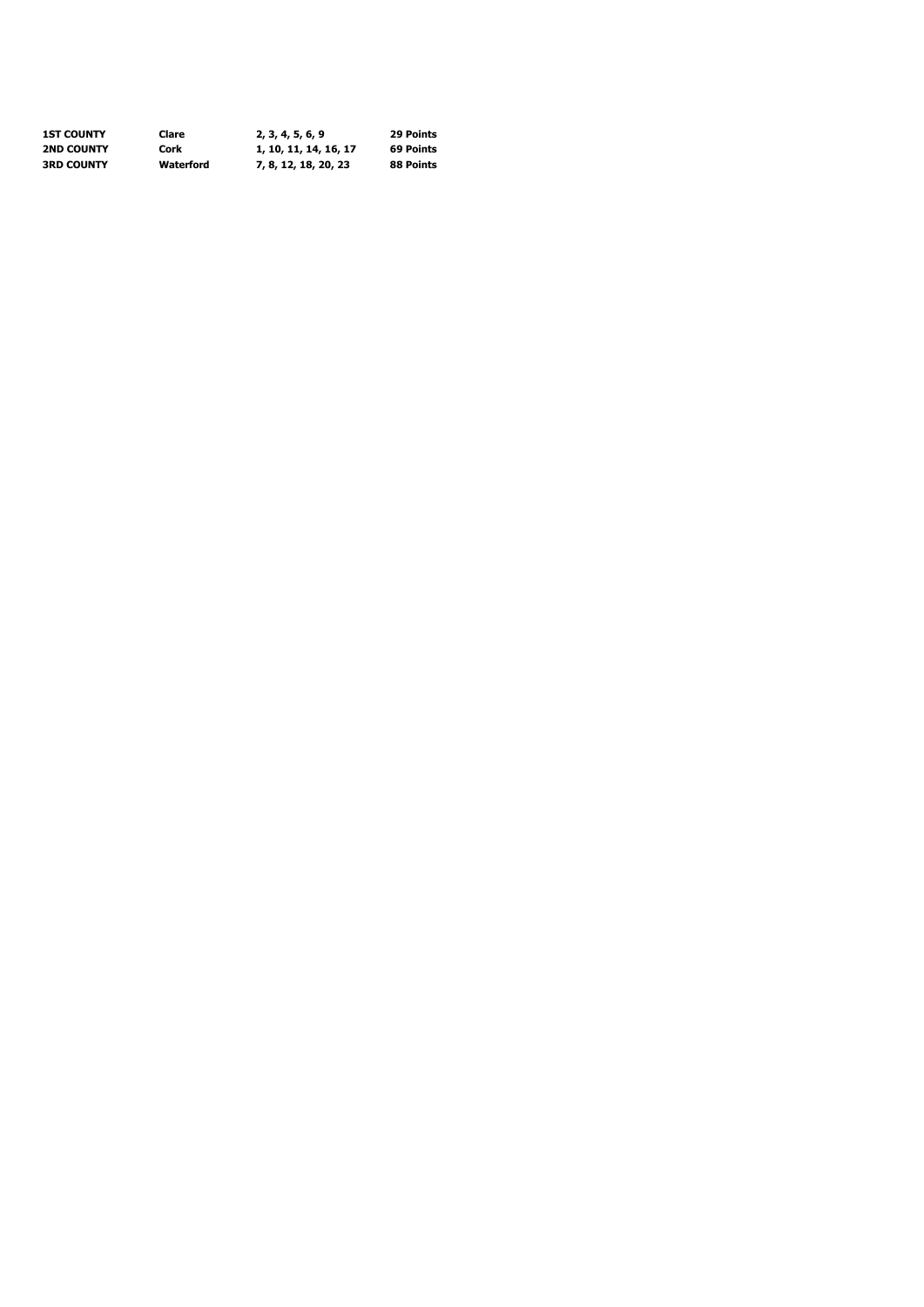| | | | |
|---|---|---|---|
| **1ST COUNTY** | **Clare** | **2, 3, 4, 5, 6, 9** | **29 Points** |
| **2ND COUNTY** | **Cork** | **1, 10, 11, 14, 16, 17** | **69 Points** |
| **3RD COUNTY** | **Waterford** | **7, 8, 12, 18, 20, 23** | **88 Points** |